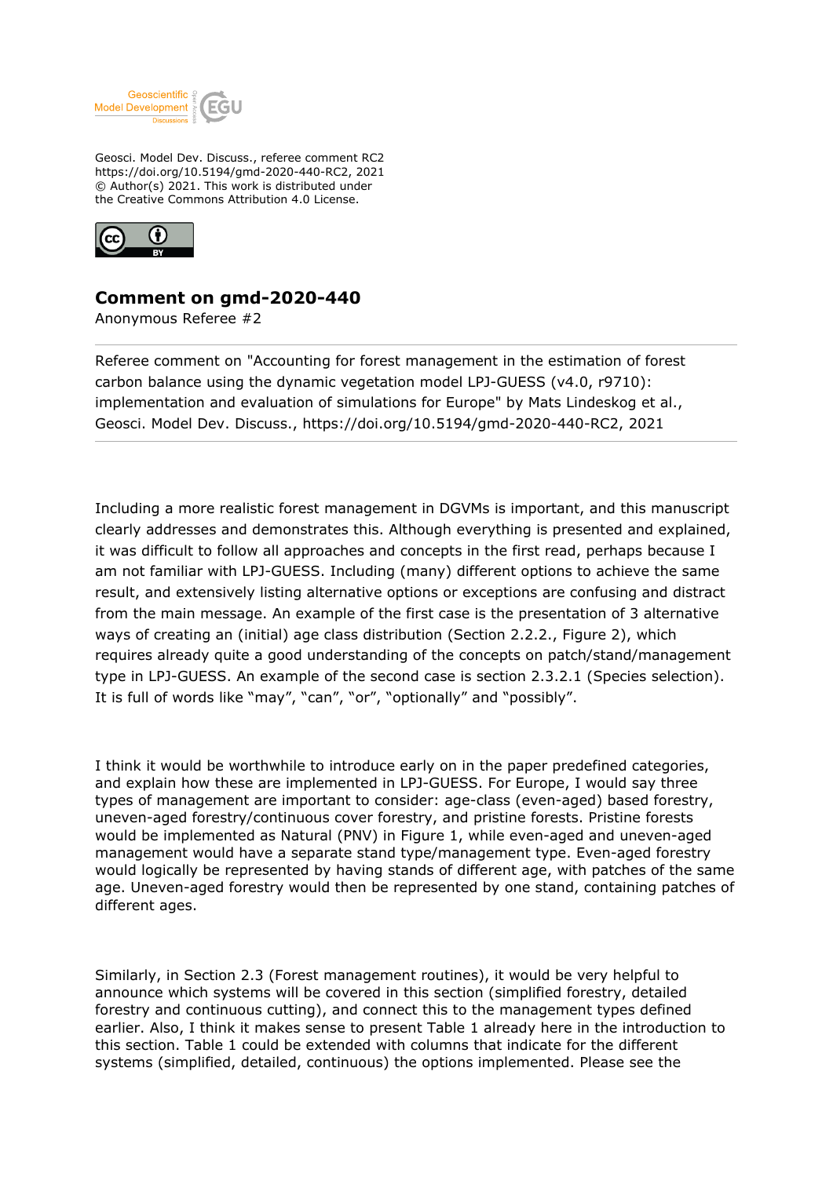Geosci. Model Dev. Discuss., referee comment RC2
https://doi.org/10.5194/gmd-2020-440-RC2, 2021
© Author(s) 2021. This work is distributed under
the Creative Commons Attribution 4.0 License.

## Comment on gmd-2020-440

Anonymous Referee #2

---

Referee comment on "Accounting for forest management in the estimation of forest carbon balance using the dynamic vegetation model LPJ-GUESS (v4.0, r9710): implementation and evaluation of simulations for Europe" by Mats Lindeskog et al., Geosci. Model Dev. Discuss., https://doi.org/10.5194/gmd-2020-440-RC2, 2021

---

Including a more realistic forest management in DGVMs is important, and this manuscript clearly addresses and demonstrates this. Although everything is presented and explained, it was difficult to follow all approaches and concepts in the first read, perhaps because I am not familiar with LPJ-GUESS. Including (many) different options to achieve the same result, and extensively listing alternative options or exceptions are confusing and distract from the main message. An example of the first case is the presentation of 3 alternative ways of creating an (initial) age class distribution (Section 2.2.2., Figure 2), which requires already quite a good understanding of the concepts on patch/stand/management type in LPJ-GUESS. An example of the second case is section 2.3.2.1 (Species selection). It is full of words like "may", "can", "or", "optionally" and "possibly".

I think it would be worthwhile to introduce early on in the paper predefined categories, and explain how these are implemented in LPJ-GUESS. For Europe, I would say three types of management are important to consider: age-class (even-aged) based forestry, uneven-aged forestry/continuous cover forestry, and pristine forests. Pristine forests would be implemented as Natural (PNV) in Figure 1, while even-aged and uneven-aged management would have a separate stand type/management type. Even-aged forestry would logically be represented by having stands of different age, with patches of the same age. Uneven-aged forestry would then be represented by one stand, containing patches of different ages.

Similarly, in Section 2.3 (Forest management routines), it would be very helpful to announce which systems will be covered in this section (simplified forestry, detailed forestry and continuous cutting), and connect this to the management types defined earlier. Also, I think it makes sense to present Table 1 already here in the introduction to this section. Table 1 could be extended with columns that indicate for the different systems (simplified, detailed, continuous) the options implemented. Please see the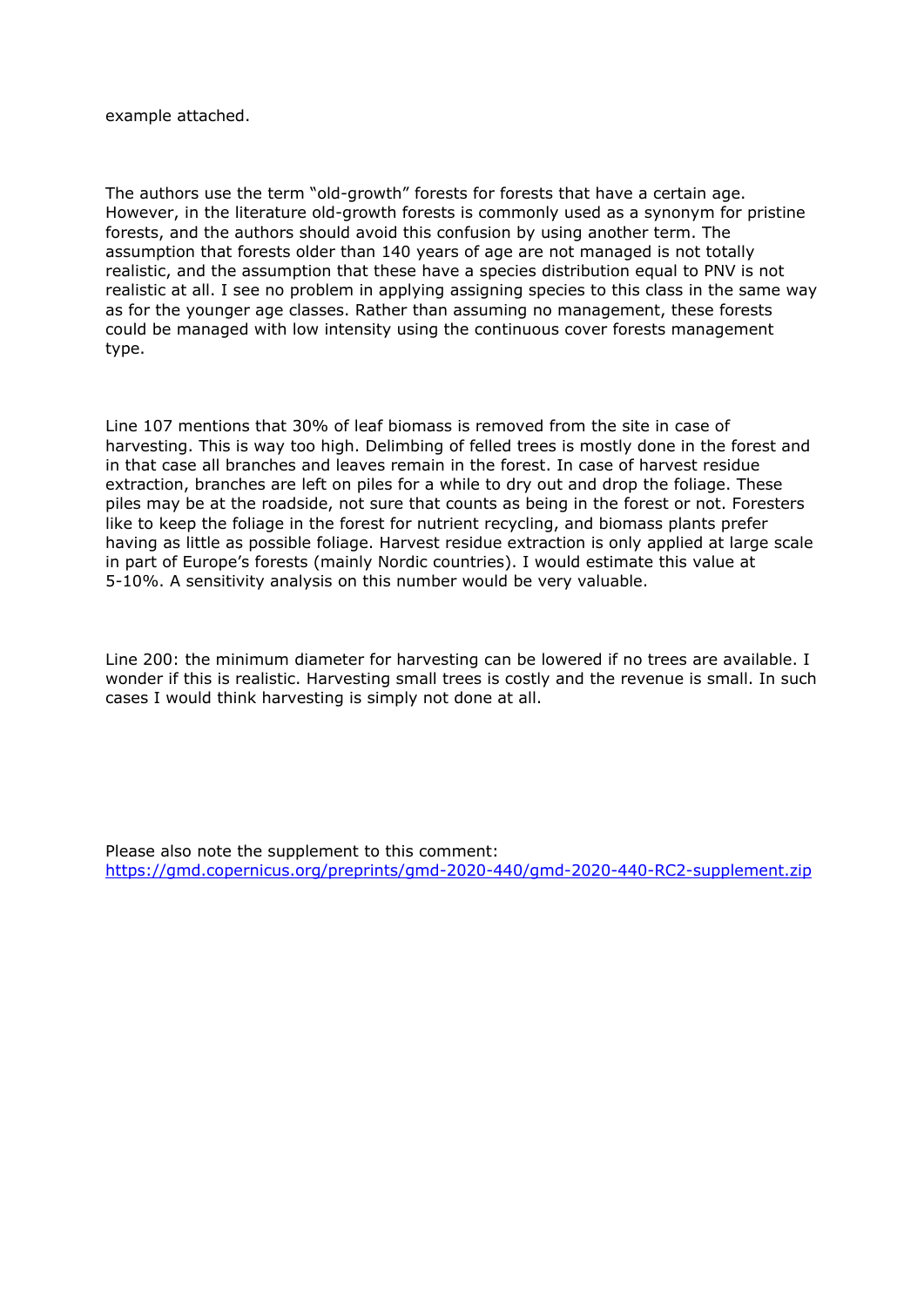example attached.

The authors use the term "old-growth" forests for forests that have a certain age. However, in the literature old-growth forests is commonly used as a synonym for pristine forests, and the authors should avoid this confusion by using another term. The assumption that forests older than 140 years of age are not managed is not totally realistic, and the assumption that these have a species distribution equal to PNV is not realistic at all. I see no problem in applying assigning species to this class in the same way as for the younger age classes. Rather than assuming no management, these forests could be managed with low intensity using the continuous cover forests management type.

Line 107 mentions that 30% of leaf biomass is removed from the site in case of harvesting. This is way too high. Delimbing of felled trees is mostly done in the forest and in that case all branches and leaves remain in the forest. In case of harvest residue extraction, branches are left on piles for a while to dry out and drop the foliage. These piles may be at the roadside, not sure that counts as being in the forest or not. Foresters like to keep the foliage in the forest for nutrient recycling, and biomass plants prefer having as little as possible foliage. Harvest residue extraction is only applied at large scale in part of Europe's forests (mainly Nordic countries). I would estimate this value at 5-10%. A sensitivity analysis on this number would be very valuable.

Line 200: the minimum diameter for harvesting can be lowered if no trees are available. I wonder if this is realistic. Harvesting small trees is costly and the revenue is small. In such cases I would think harvesting is simply not done at all.

Please also note the supplement to this comment:
https://gmd.copernicus.org/preprints/gmd-2020-440/gmd-2020-440-RC2-supplement.zip